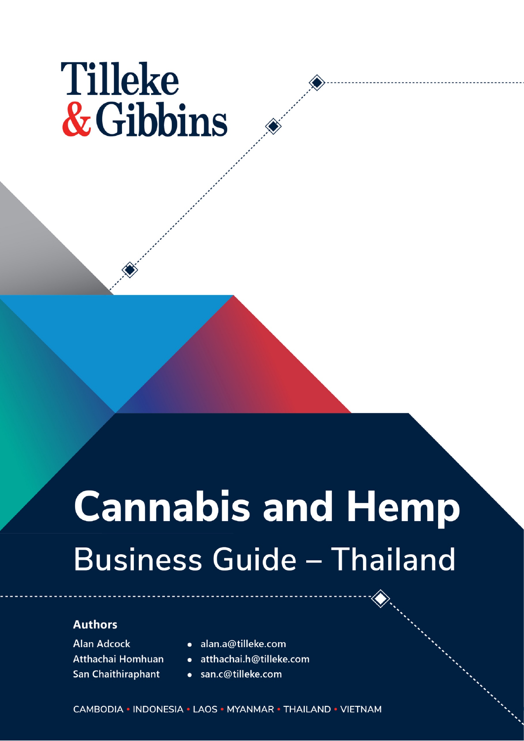Tilleke & Gibbins

# Cannabis and Hemp

## Business Guide – Thailand

### Authors

- Alan Adcock • alan.a@tilleke.com
- Atthachai Homhuan • atthachai.h@tilleke.com
- San Chaithiraphant • san.c@tilleke.com

CAMBODIA • INDONESIA • LAOS • MYANMAR • THAILAND • VIETNAM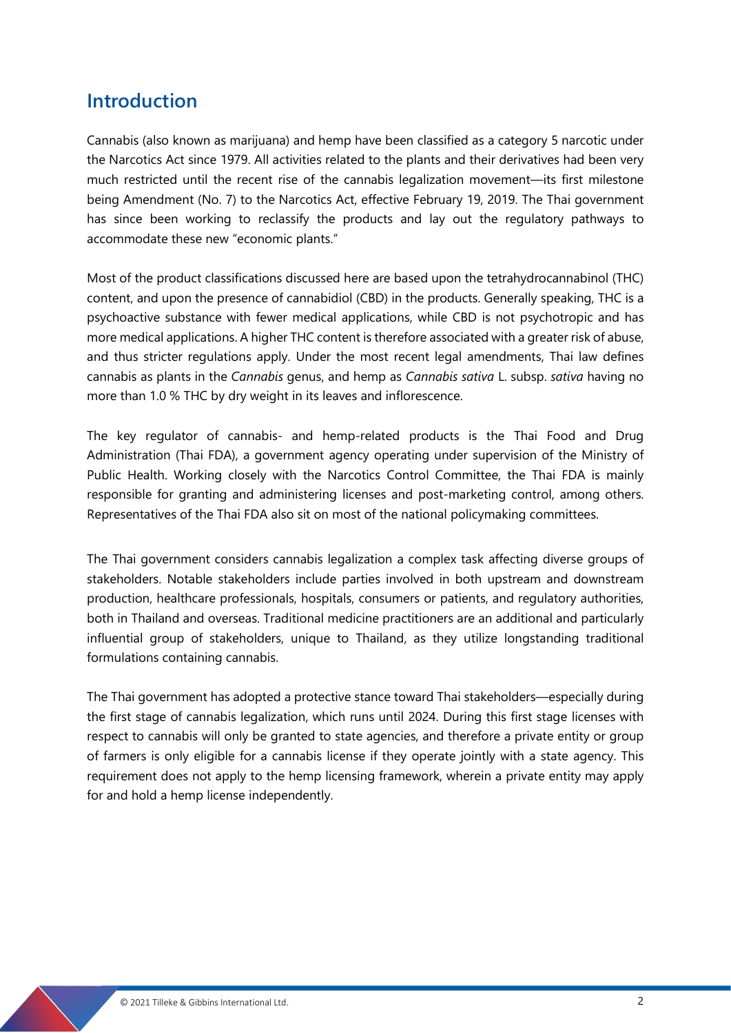## Introduction

Cannabis (also known as marijuana) and hemp have been classified as a category 5 narcotic under the Narcotics Act since 1979. All activities related to the plants and their derivatives had been very much restricted until the recent rise of the cannabis legalization movement—its first milestone being Amendment (No. 7) to the Narcotics Act, effective February 19, 2019. The Thai government has since been working to reclassify the products and lay out the regulatory pathways to accommodate these new "economic plants."

Most of the product classifications discussed here are based upon the tetrahydrocannabinol (THC) content, and upon the presence of cannabidiol (CBD) in the products. Generally speaking, THC is a psychoactive substance with fewer medical applications, while CBD is not psychotropic and has more medical applications. A higher THC content is therefore associated with a greater risk of abuse, and thus stricter regulations apply. Under the most recent legal amendments, Thai law defines cannabis as plants in the *Cannabis* genus, and hemp as *Cannabis sativa* L. subsp. *sativa* having no more than 1.0 % THC by dry weight in its leaves and inflorescence.

The key regulator of cannabis- and hemp-related products is the Thai Food and Drug Administration (Thai FDA), a government agency operating under supervision of the Ministry of Public Health. Working closely with the Narcotics Control Committee, the Thai FDA is mainly responsible for granting and administering licenses and post-marketing control, among others. Representatives of the Thai FDA also sit on most of the national policymaking committees.

The Thai government considers cannabis legalization a complex task affecting diverse groups of stakeholders. Notable stakeholders include parties involved in both upstream and downstream production, healthcare professionals, hospitals, consumers or patients, and regulatory authorities, both in Thailand and overseas. Traditional medicine practitioners are an additional and particularly influential group of stakeholders, unique to Thailand, as they utilize longstanding traditional formulations containing cannabis.

The Thai government has adopted a protective stance toward Thai stakeholders—especially during the first stage of cannabis legalization, which runs until 2024. During this first stage licenses with respect to cannabis will only be granted to state agencies, and therefore a private entity or group of farmers is only eligible for a cannabis license if they operate jointly with a state agency. This requirement does not apply to the hemp licensing framework, wherein a private entity may apply for and hold a hemp license independently.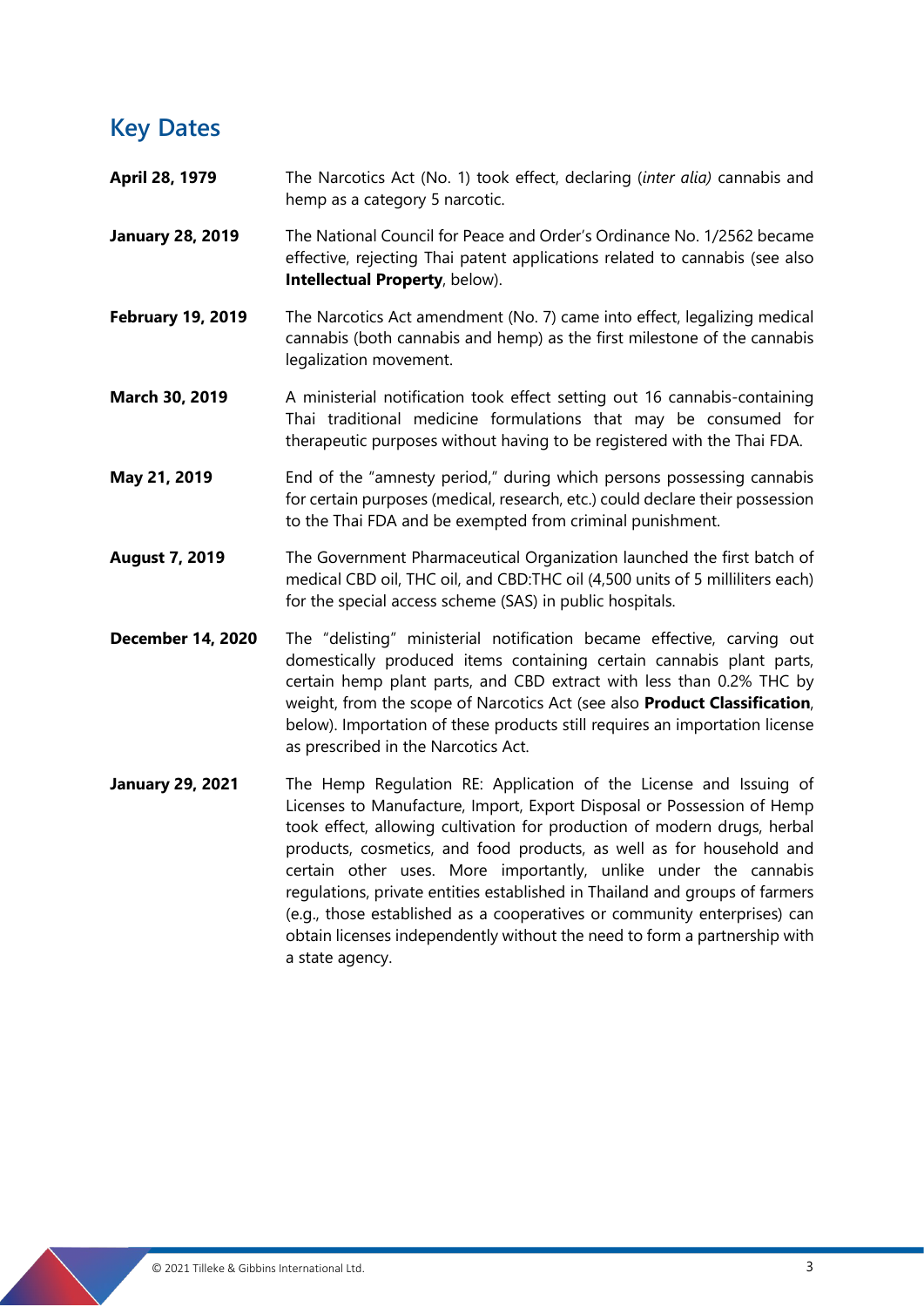## Key Dates

**April 28, 1979**

The Narcotics Act (No. 1) took effect, declaring (*inter alia)* cannabis and hemp as a category 5 narcotic.

**January 28, 2019**

The National Council for Peace and Order's Ordinance No. 1/2562 became effective, rejecting Thai patent applications related to cannabis (see also **Intellectual Property**, below).

**February 19, 2019**

The Narcotics Act amendment (No. 7) came into effect, legalizing medical cannabis (both cannabis and hemp) as the first milestone of the cannabis legalization movement.

**March 30, 2019**

A ministerial notification took effect setting out 16 cannabis-containing Thai traditional medicine formulations that may be consumed for therapeutic purposes without having to be registered with the Thai FDA.

**May 21, 2019**

End of the "amnesty period," during which persons possessing cannabis for certain purposes (medical, research, etc.) could declare their possession to the Thai FDA and be exempted from criminal punishment.

**August 7, 2019**

The Government Pharmaceutical Organization launched the first batch of medical CBD oil, THC oil, and CBD:THC oil (4,500 units of 5 milliliters each) for the special access scheme (SAS) in public hospitals.

**December 14, 2020**

The "delisting" ministerial notification became effective, carving out domestically produced items containing certain cannabis plant parts, certain hemp plant parts, and CBD extract with less than 0.2% THC by weight, from the scope of Narcotics Act (see also **Product Classification**, below). Importation of these products still requires an importation license as prescribed in the Narcotics Act.

**January 29, 2021**

The Hemp Regulation RE: Application of the License and Issuing of Licenses to Manufacture, Import, Export Disposal or Possession of Hemp took effect, allowing cultivation for production of modern drugs, herbal products, cosmetics, and food products, as well as for household and certain other uses. More importantly, unlike under the cannabis regulations, private entities established in Thailand and groups of farmers (e.g., those established as a cooperatives or community enterprises) can obtain licenses independently without the need to form a partnership with a state agency.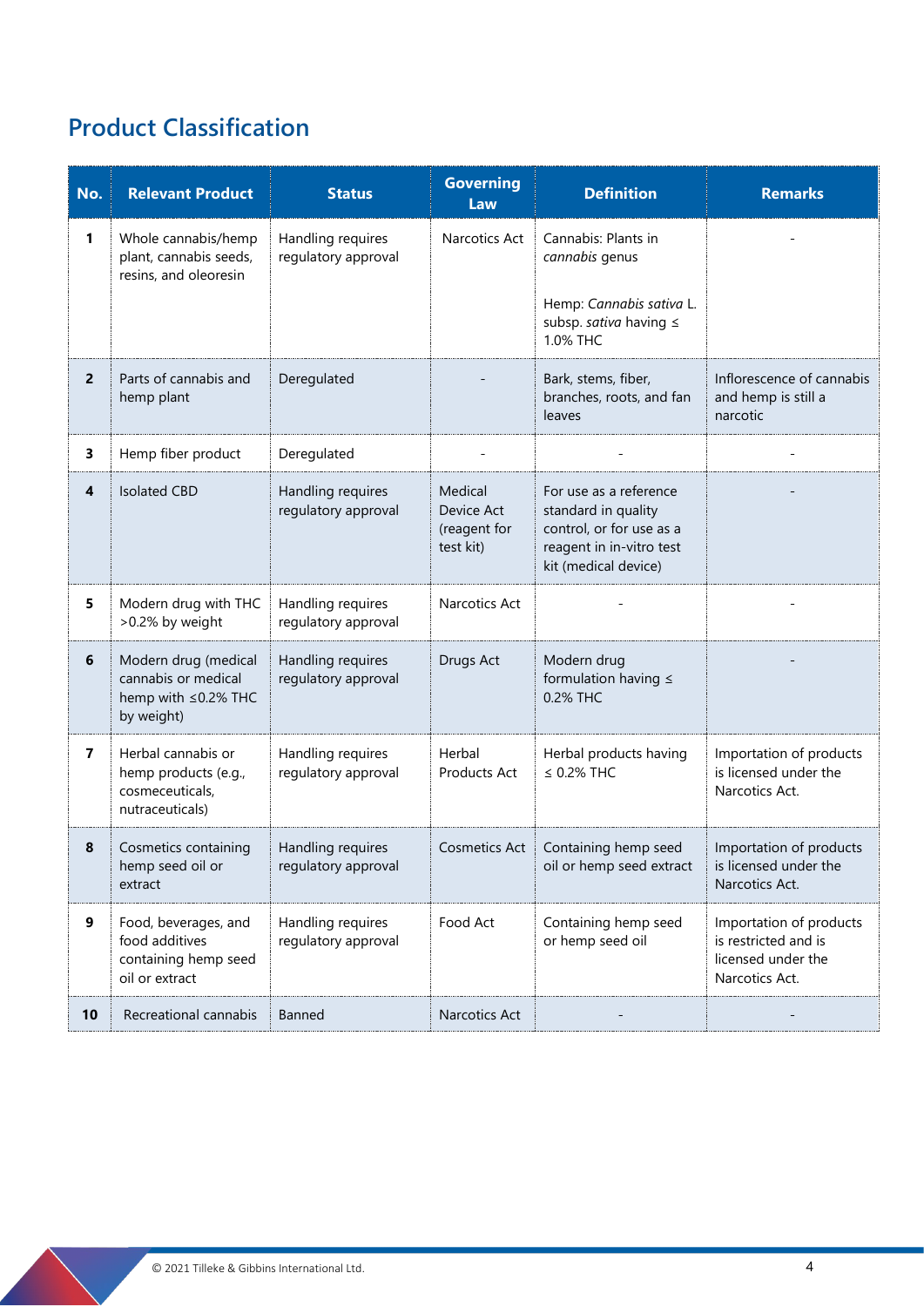## Product Classification

| No. | Relevant Product | Status | Governing Law | Definition | Remarks |
|---|---|---|---|---|---|
| 1 | Whole cannabis/hemp plant, cannabis seeds, resins, and oleoresin | Handling requires regulatory approval | Narcotics Act | Cannabis: Plants in *cannabis* genus<br><br>Hemp: *Cannabis sativa* L. subsp. *sativa* having ≤ 1.0% THC | - |
| 2 | Parts of cannabis and hemp plant | Deregulated | - | Bark, stems, fiber, branches, roots, and fan leaves | Inflorescence of cannabis and hemp is still a narcotic |
| 3 | Hemp fiber product | Deregulated | - | - | - |
| 4 | Isolated CBD | Handling requires regulatory approval | Medical Device Act (reagent for test kit) | For use as a reference standard in quality control, or for use as a reagent in in-vitro test kit (medical device) | - |
| 5 | Modern drug with THC >0.2% by weight | Handling requires regulatory approval | Narcotics Act | - | - |
| 6 | Modern drug (medical cannabis or medical hemp with ≤0.2% THC by weight) | Handling requires regulatory approval | Drugs Act | Modern drug formulation having ≤ 0.2% THC | - |
| 7 | Herbal cannabis or hemp products (e.g., cosmeceuticals, nutraceuticals) | Handling requires regulatory approval | Herbal Products Act | Herbal products having ≤ 0.2% THC | Importation of products is licensed under the Narcotics Act. |
| 8 | Cosmetics containing hemp seed oil or extract | Handling requires regulatory approval | Cosmetics Act | Containing hemp seed oil or hemp seed extract | Importation of products is licensed under the Narcotics Act. |
| 9 | Food, beverages, and food additives containing hemp seed oil or extract | Handling requires regulatory approval | Food Act | Containing hemp seed or hemp seed oil | Importation of products is restricted and is licensed under the Narcotics Act. |
| 10 | Recreational cannabis | Banned | Narcotics Act | - | - |

© 2021 Tilleke & Gibbins International Ltd.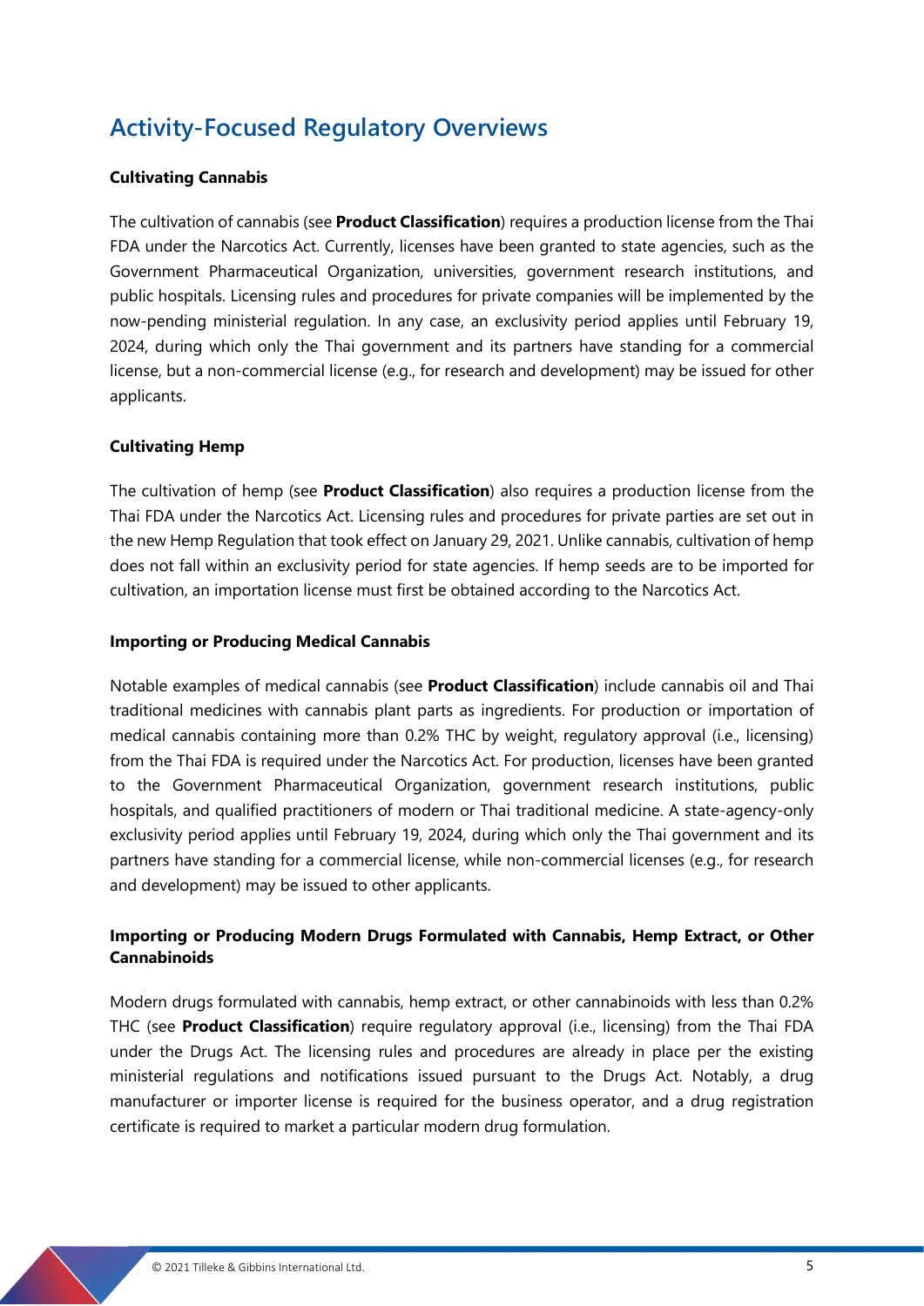## Activity-Focused Regulatory Overviews

### Cultivating Cannabis

The cultivation of cannabis (see **Product Classification**) requires a production license from the Thai FDA under the Narcotics Act. Currently, licenses have been granted to state agencies, such as the Government Pharmaceutical Organization, universities, government research institutions, and public hospitals. Licensing rules and procedures for private companies will be implemented by the now-pending ministerial regulation. In any case, an exclusivity period applies until February 19, 2024, during which only the Thai government and its partners have standing for a commercial license, but a non-commercial license (e.g., for research and development) may be issued for other applicants.

### Cultivating Hemp

The cultivation of hemp (see **Product Classification**) also requires a production license from the Thai FDA under the Narcotics Act. Licensing rules and procedures for private parties are set out in the new Hemp Regulation that took effect on January 29, 2021. Unlike cannabis, cultivation of hemp does not fall within an exclusivity period for state agencies. If hemp seeds are to be imported for cultivation, an importation license must first be obtained according to the Narcotics Act.

### Importing or Producing Medical Cannabis

Notable examples of medical cannabis (see **Product Classification**) include cannabis oil and Thai traditional medicines with cannabis plant parts as ingredients. For production or importation of medical cannabis containing more than 0.2% THC by weight, regulatory approval (i.e., licensing) from the Thai FDA is required under the Narcotics Act. For production, licenses have been granted to the Government Pharmaceutical Organization, government research institutions, public hospitals, and qualified practitioners of modern or Thai traditional medicine. A state-agency-only exclusivity period applies until February 19, 2024, during which only the Thai government and its partners have standing for a commercial license, while non-commercial licenses (e.g., for research and development) may be issued to other applicants.

### Importing or Producing Modern Drugs Formulated with Cannabis, Hemp Extract, or Other Cannabinoids

Modern drugs formulated with cannabis, hemp extract, or other cannabinoids with less than 0.2% THC (see **Product Classification**) require regulatory approval (i.e., licensing) from the Thai FDA under the Drugs Act. The licensing rules and procedures are already in place per the existing ministerial regulations and notifications issued pursuant to the Drugs Act. Notably, a drug manufacturer or importer license is required for the business operator, and a drug registration certificate is required to market a particular modern drug formulation.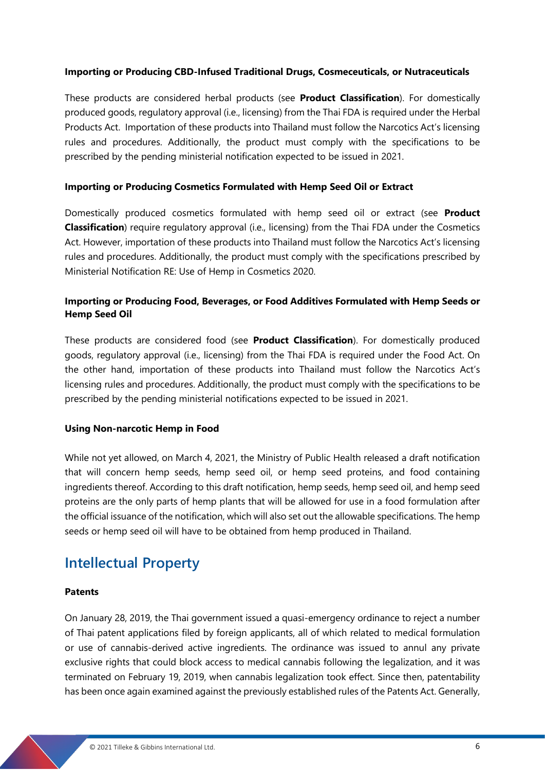**Importing or Producing CBD-Infused Traditional Drugs, Cosmeceuticals, or Nutraceuticals**

These products are considered herbal products (see **Product Classification**). For domestically produced goods, regulatory approval (i.e., licensing) from the Thai FDA is required under the Herbal Products Act. Importation of these products into Thailand must follow the Narcotics Act's licensing rules and procedures. Additionally, the product must comply with the specifications to be prescribed by the pending ministerial notification expected to be issued in 2021.

**Importing or Producing Cosmetics Formulated with Hemp Seed Oil or Extract**

Domestically produced cosmetics formulated with hemp seed oil or extract (see **Product Classification**) require regulatory approval (i.e., licensing) from the Thai FDA under the Cosmetics Act. However, importation of these products into Thailand must follow the Narcotics Act's licensing rules and procedures. Additionally, the product must comply with the specifications prescribed by Ministerial Notification RE: Use of Hemp in Cosmetics 2020.

**Importing or Producing Food, Beverages, or Food Additives Formulated with Hemp Seeds or Hemp Seed Oil**

These products are considered food (see **Product Classification**). For domestically produced goods, regulatory approval (i.e., licensing) from the Thai FDA is required under the Food Act. On the other hand, importation of these products into Thailand must follow the Narcotics Act's licensing rules and procedures. Additionally, the product must comply with the specifications to be prescribed by the pending ministerial notifications expected to be issued in 2021.

**Using Non-narcotic Hemp in Food**

While not yet allowed, on March 4, 2021, the Ministry of Public Health released a draft notification that will concern hemp seeds, hemp seed oil, or hemp seed proteins, and food containing ingredients thereof. According to this draft notification, hemp seeds, hemp seed oil, and hemp seed proteins are the only parts of hemp plants that will be allowed for use in a food formulation after the official issuance of the notification, which will also set out the allowable specifications. The hemp seeds or hemp seed oil will have to be obtained from hemp produced in Thailand.

## Intellectual Property

**Patents**

On January 28, 2019, the Thai government issued a quasi-emergency ordinance to reject a number of Thai patent applications filed by foreign applicants, all of which related to medical formulation or use of cannabis-derived active ingredients. The ordinance was issued to annul any private exclusive rights that could block access to medical cannabis following the legalization, and it was terminated on February 19, 2019, when cannabis legalization took effect. Since then, patentability has been once again examined against the previously established rules of the Patents Act. Generally,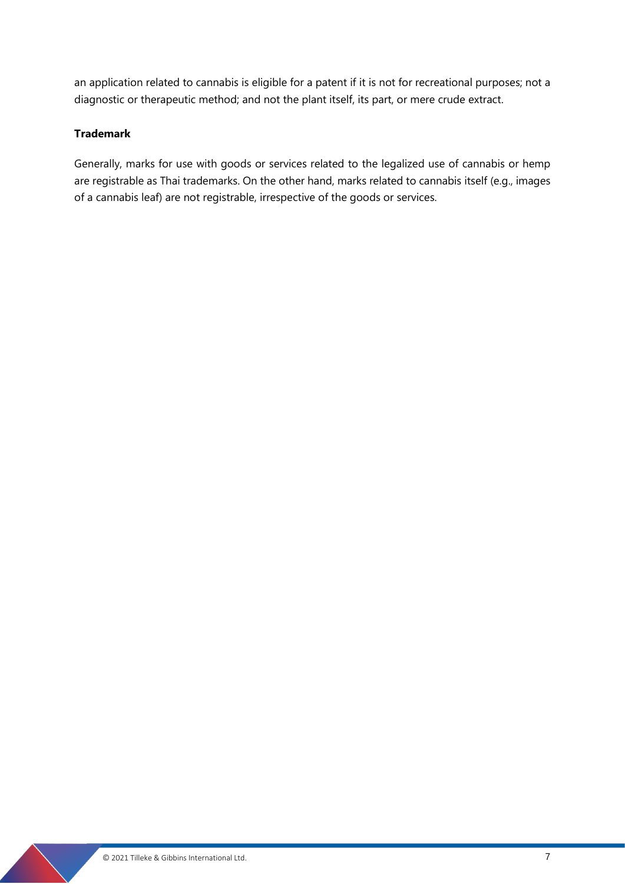an application related to cannabis is eligible for a patent if it is not for recreational purposes; not a diagnostic or therapeutic method; and not the plant itself, its part, or mere crude extract.

**Trademark**

Generally, marks for use with goods or services related to the legalized use of cannabis or hemp are registrable as Thai trademarks. On the other hand, marks related to cannabis itself (e.g., images of a cannabis leaf) are not registrable, irrespective of the goods or services.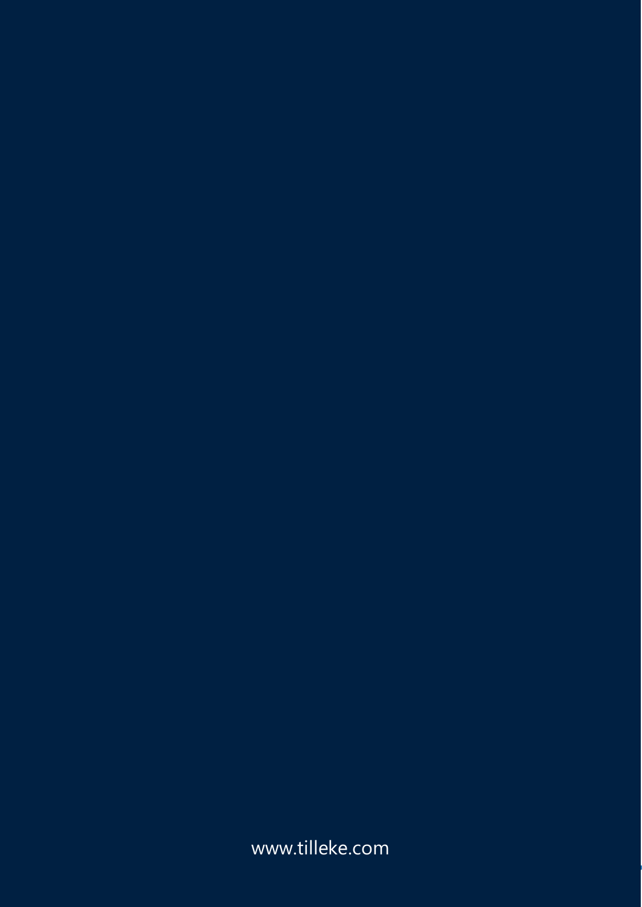www.tilleke.com